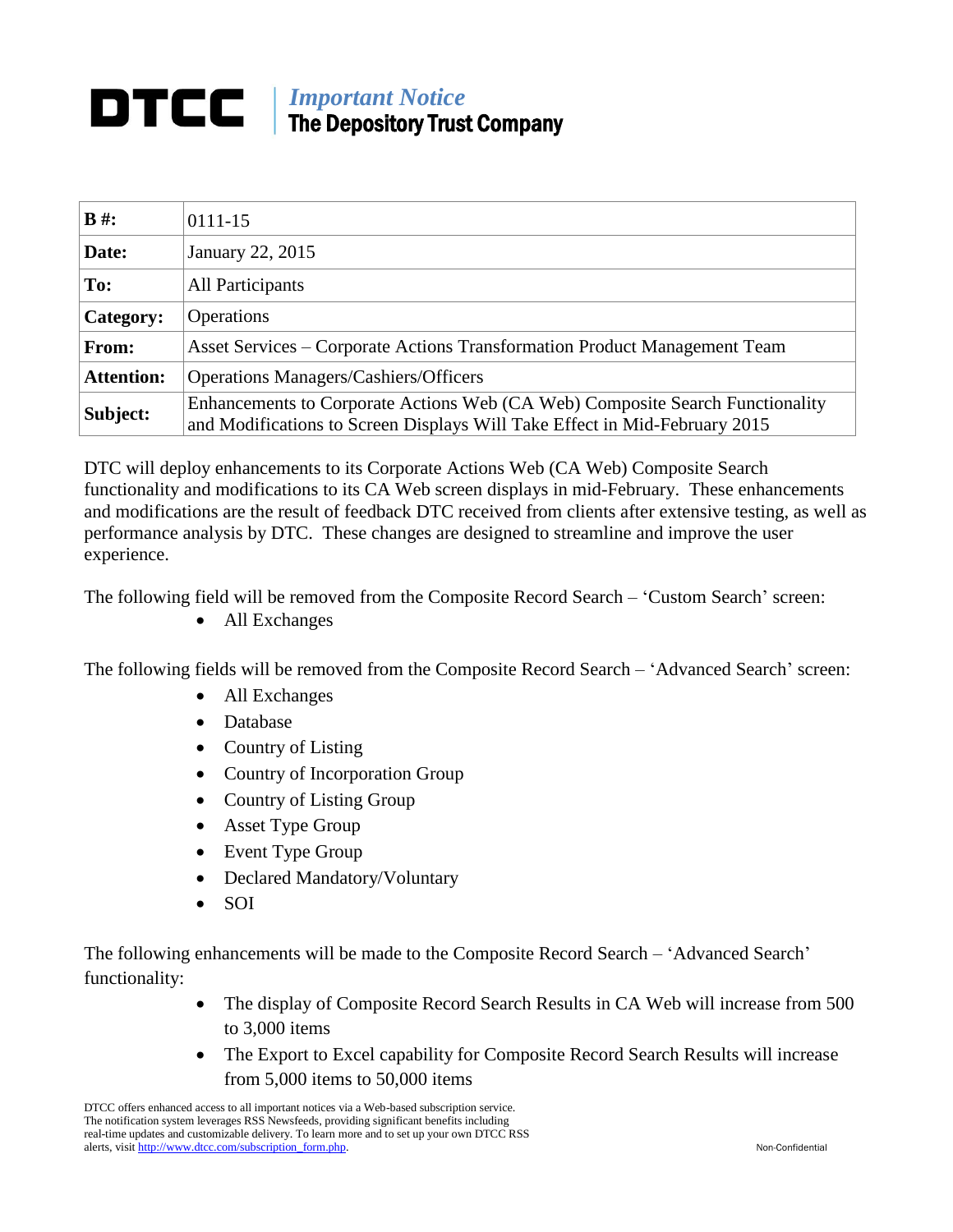# DTCC

*Important Notice*
**The Depository Trust Company**

| **B #:** | 0111-15 |
|---|---|
| **Date:** | January 22, 2015 |
| **To:** | All Participants |
| **Category:** | Operations |
| **From:** | Asset Services – Corporate Actions Transformation Product Management Team |
| **Attention:** | Operations Managers/Cashiers/Officers |
| **Subject:** | Enhancements to Corporate Actions Web (CA Web) Composite Search Functionality and Modifications to Screen Displays Will Take Effect in Mid-February 2015 |

DTC will deploy enhancements to its Corporate Actions Web (CA Web) Composite Search functionality and modifications to its CA Web screen displays in mid-February. These enhancements and modifications are the result of feedback DTC received from clients after extensive testing, as well as performance analysis by DTC. These changes are designed to streamline and improve the user experience.

The following field will be removed from the Composite Record Search – 'Custom Search' screen:

- All Exchanges

The following fields will be removed from the Composite Record Search – 'Advanced Search' screen:

- All Exchanges
- Database
- Country of Listing
- Country of Incorporation Group
- Country of Listing Group
- Asset Type Group
- Event Type Group
- Declared Mandatory/Voluntary
- SOI

The following enhancements will be made to the Composite Record Search – 'Advanced Search' functionality:

- The display of Composite Record Search Results in CA Web will increase from 500 to 3,000 items
- The Export to Excel capability for Composite Record Search Results will increase from 5,000 items to 50,000 items

DTCC offers enhanced access to all important notices via a Web-based subscription service. The notification system leverages RSS Newsfeeds, providing significant benefits including real-time updates and customizable delivery. To learn more and to set up your own DTCC RSS alerts, visit http://www.dtcc.com/subscription_form.php.

Non-Confidential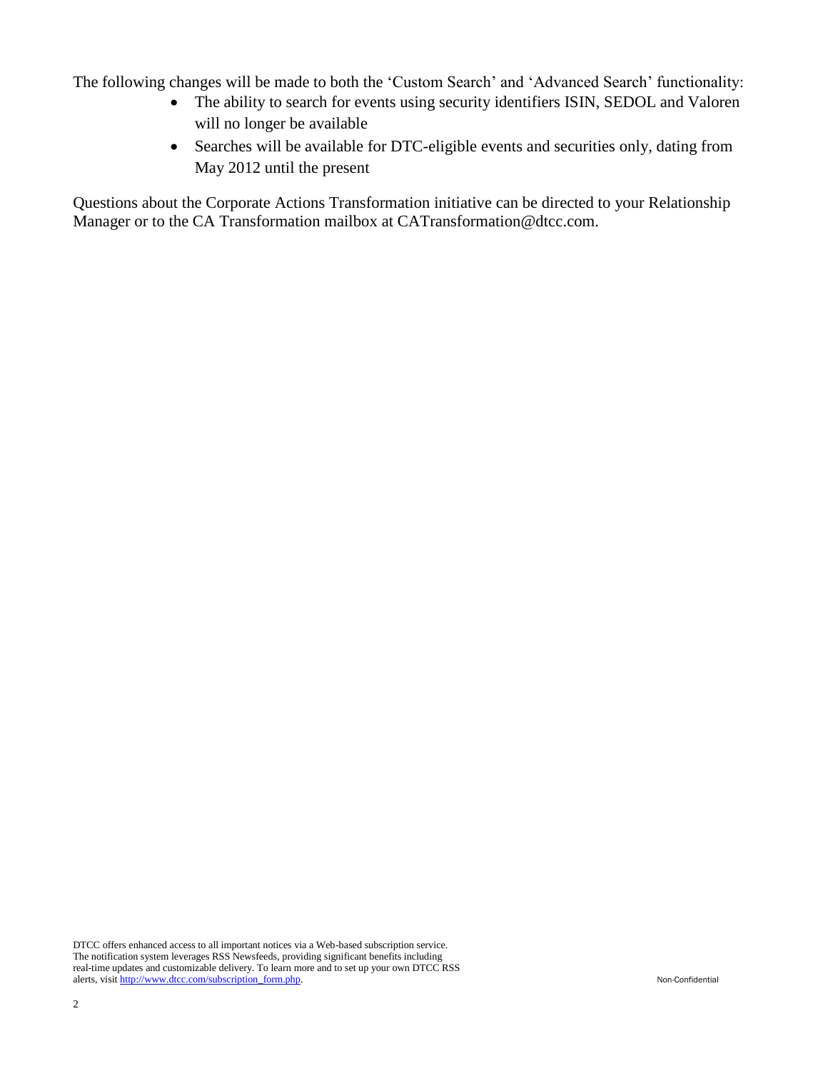The following changes will be made to both the 'Custom Search' and 'Advanced Search' functionality:

- The ability to search for events using security identifiers ISIN, SEDOL and Valoren will no longer be available
- Searches will be available for DTC-eligible events and securities only, dating from May 2012 until the present

Questions about the Corporate Actions Transformation initiative can be directed to your Relationship Manager or to the CA Transformation mailbox at CATransformation@dtcc.com.

DTCC offers enhanced access to all important notices via a Web-based subscription service. The notification system leverages RSS Newsfeeds, providing significant benefits including real-time updates and customizable delivery. To learn more and to set up your own DTCC RSS alerts, visit http://www.dtcc.com/subscription_form.php.

Non-Confidential